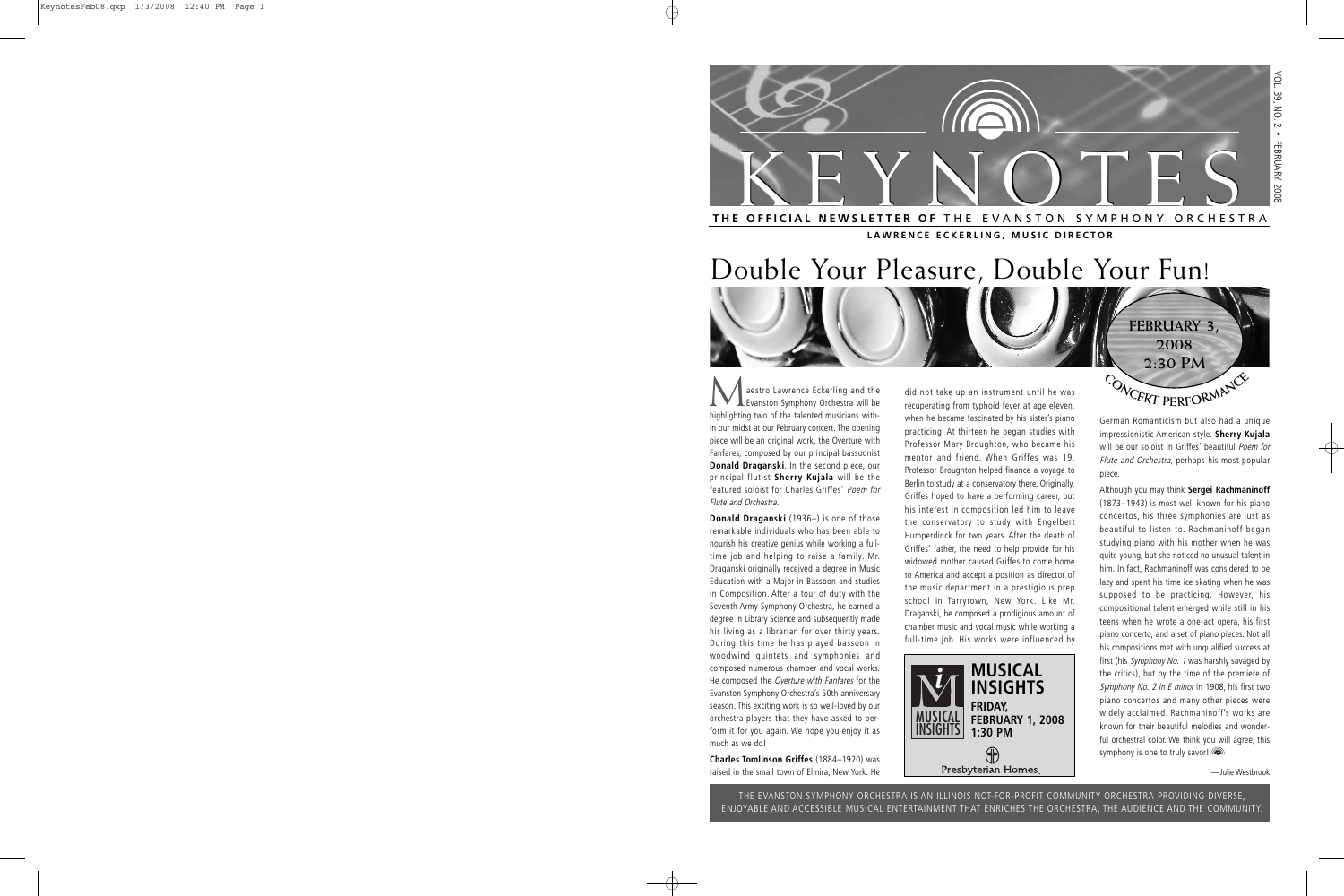# KEYNOTES

**THE OFFICIAL NEWSLETTER OF** THE EVANSTON SYMPHONY ORCHESTRA

**LAWRENCE ECKERLING, MUSIC DIRECTOR**

VOL. 39, NO. 2 • FEBRUARY 2008

## Double Your Pleasure, Double Your Fun!

**FEBRUARY 3, 2008 2:30 PM**

CONCERT PERFORMANCE

Maestro Lawrence Eckerling and the Evanston Symphony Orchestra will be highlighting two of the talented musicians within our midst at our February concert. The opening piece will be an original work, the Overture with Fanfares, composed by our principal bassoonist **Donald Draganski**. In the second piece, our principal flutist **Sherry Kujala** will be the featured soloist for Charles Griffes' *Poem for Flute and Orchestra*.

**Donald Draganski** (1936–) is one of those remarkable individuals who has been able to nourish his creative genius while working a full-time job and helping to raise a family. Mr. Draganski originally received a degree in Music Education with a Major in Bassoon and studies in Composition. After a tour of duty with the Seventh Army Symphony Orchestra, he earned a degree in Library Science and subsequently made his living as a librarian for over thirty years. During this time he has played bassoon in woodwind quintets and symphonies and composed numerous chamber and vocal works. He composed the *Overture with Fanfares* for the Evanston Symphony Orchestra's 50th anniversary season. This exciting work is so well-loved by our orchestra players that they have asked to perform it for you again. We hope you enjoy it as much as we do!

**Charles Tomlinson Griffes** (1884–1920) was raised in the small town of Elmira, New York. He did not take up an instrument until he was recuperating from typhoid fever at age eleven, when he became fascinated by his sister's piano practicing. At thirteen he began studies with Professor Mary Broughton, who became his mentor and friend. When Griffes was 19, Professor Broughton helped finance a voyage to Berlin to study at a conservatory there. Originally, Griffes hoped to have a performing career, but his interest in composition led him to leave the conservatory to study with Engelbert Humperdinck for two years. After the death of Griffes' father, the need to help provide for his widowed mother caused Griffes to come home to America and accept a position as director of the music department in a prestigious prep school in Tarrytown, New York. Like Mr. Draganski, he composed a prodigious amount of chamber music and vocal music while working a full-time job. His works were influenced by German Romanticism but also had a unique impressionistic American style. **Sherry Kujala** will be our soloist in Griffes' beautiful *Poem for Flute and Orchestra*, perhaps his most popular piece.

Although you may think **Sergei Rachmaninoff** (1873–1943) is most well known for his piano concertos, his three symphonies are just as beautiful to listen to. Rachmaninoff began studying piano with his mother when he was quite young, but she noticed no unusual talent in him. In fact, Rachmaninoff was considered to be lazy and spent his time ice skating when he was supposed to be practicing. However, his compositional talent emerged while still in his teens when he wrote a one-act opera, his first piano concerto, and a set of piano pieces. Not all his compositions met with unqualified success at first (his *Symphony No. 1* was harshly savaged by the critics), but by the time of the premiere of *Symphony No. 2 in E minor* in 1908, his first two piano concertos and many other pieces were widely acclaimed. Rachmaninoff's works are known for their beautiful melodies and wonderful orchestral color. We think you will agree; this symphony is one to truly savor!

—Julie Westbrook

**MUSICAL INSIGHTS**
**FRIDAY, FEBRUARY 1, 2008**
**1:30 PM**
Presbyterian Homes

THE EVANSTON SYMPHONY ORCHESTRA IS AN ILLINOIS NOT-FOR-PROFIT COMMUNITY ORCHESTRA PROVIDING DIVERSE, ENJOYABLE AND ACCESSIBLE MUSICAL ENTERTAINMENT THAT ENRICHES THE ORCHESTRA, THE AUDIENCE AND THE COMMUNITY.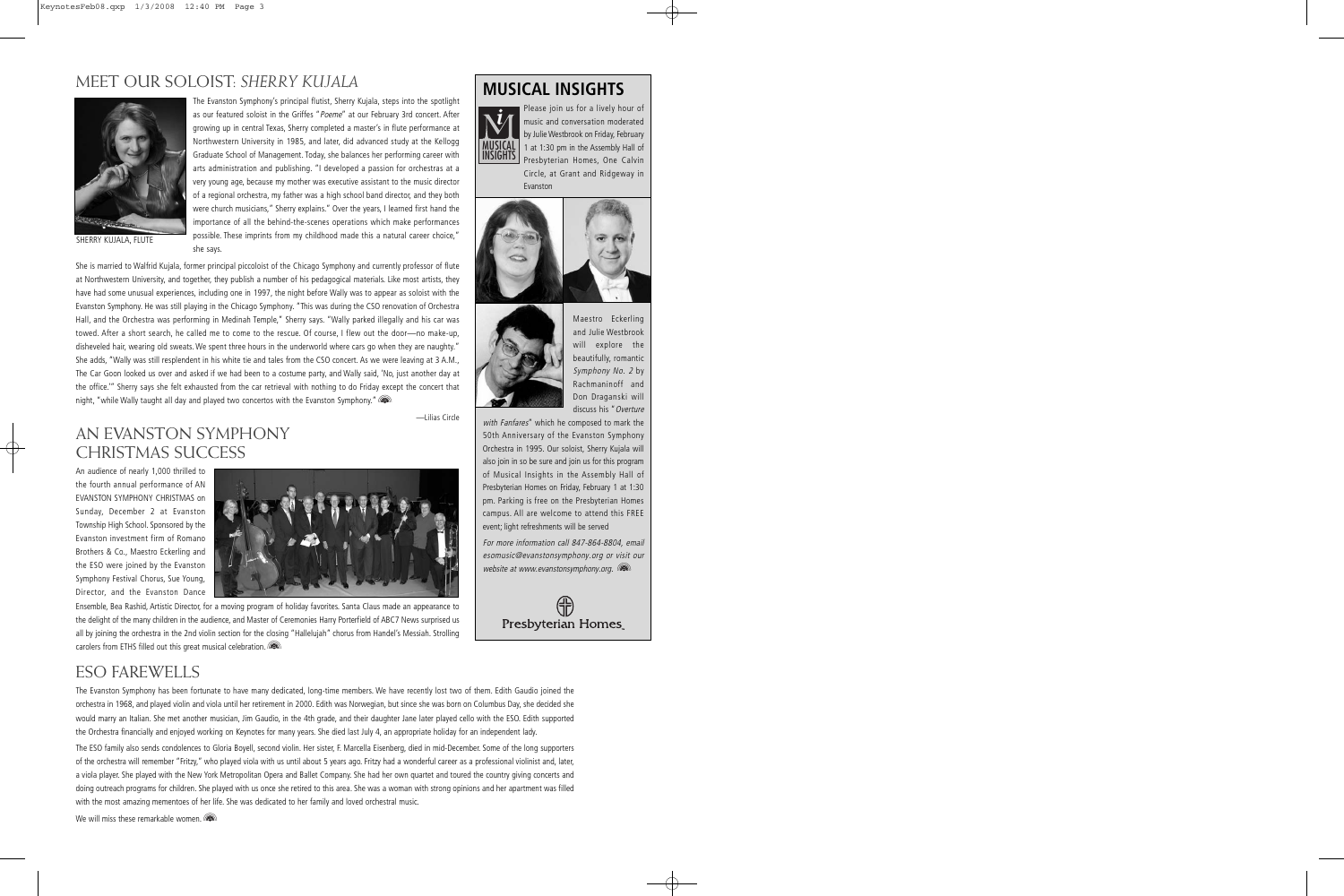## MEET OUR SOLOIST: *SHERRY KUJALA*

SHERRY KUJALA, FLUTE

The Evanston Symphony's principal flutist, Sherry Kujala, steps into the spotlight as our featured soloist in the Griffes "*Poeme*" at our February 3rd concert. After growing up in central Texas, Sherry completed a master's in flute performance at Northwestern University in 1985, and later, did advanced study at the Kellogg Graduate School of Management. Today, she balances her performing career with arts administration and publishing. "I developed a passion for orchestras at a very young age, because my mother was executive assistant to the music director of a regional orchestra, my father was a high school band director, and they both were church musicians," Sherry explains." Over the years, I learned first hand the importance of all the behind-the-scenes operations which make performances possible. These imprints from my childhood made this a natural career choice," she says.

She is married to Walfrid Kujala, former principal piccoloist of the Chicago Symphony and currently professor of flute at Northwestern University, and together, they publish a number of his pedagogical materials. Like most artists, they have had some unusual experiences, including one in 1997, the night before Wally was to appear as soloist with the Evanston Symphony. He was still playing in the Chicago Symphony. "This was during the CSO renovation of Orchestra Hall, and the Orchestra was performing in Medinah Temple," Sherry says. "Wally parked illegally and his car was towed. After a short search, he called me to come to the rescue. Of course, I flew out the door—no make-up, disheveled hair, wearing old sweats. We spent three hours in the underworld where cars go when they are naughty." She adds, "Wally was still resplendent in his white tie and tales from the CSO concert. As we were leaving at 3 A.M., The Car Goon looked us over and asked if we had been to a costume party, and Wally said, 'No, just another day at the office.'" Sherry says she felt exhausted from the car retrieval with nothing to do Friday except the concert that night, "while Wally taught all day and played two concertos with the Evanston Symphony."

—Lilias Circle

## AN EVANSTON SYMPHONY CHRISTMAS SUCCESS

An audience of nearly 1,000 thrilled to the fourth annual performance of AN EVANSTON SYMPHONY CHRISTMAS on Sunday, December 2 at Evanston Township High School. Sponsored by the Evanston investment firm of Romano Brothers & Co., Maestro Eckerling and the ESO were joined by the Evanston Symphony Festival Chorus, Sue Young, Director, and the Evanston Dance Ensemble, Bea Rashid, Artistic Director, for a moving program of holiday favorites. Santa Claus made an appearance to the delight of the many children in the audience, and Master of Ceremonies Harry Porterfield of ABC7 News surprised us all by joining the orchestra in the 2nd violin section for the closing "Hallelujah" chorus from Handel's Messiah. Strolling carolers from ETHS filled out this great musical celebration.

## MUSICAL INSIGHTS

Please join us for a lively hour of music and conversation moderated by Julie Westbrook on Friday, February 1 at 1:30 pm in the Assembly Hall of Presbyterian Homes, One Calvin Circle, at Grant and Ridgeway in Evanston

Maestro Eckerling and Julie Westbrook will explore the beautifully, romantic *Symphony No. 2* by Rachmaninoff and Don Draganski will discuss his "*Overture with Fanfares*" which he composed to mark the 50th Anniversary of the Evanston Symphony Orchestra in 1995. Our soloist, Sherry Kujala will also join in so be sure and join us for this program of Musical Insights in the Assembly Hall of Presbyterian Homes on Friday, February 1 at 1:30 pm. Parking is free on the Presbyterian Homes campus. All are welcome to attend this FREE event; light refreshments will be served

*For more information call 847-864-8804, email esomusic@evanstonsymphony.org or visit our website at www.evanstonsymphony.org.*

Presbyterian Homes

## ESO FAREWELLS

The Evanston Symphony has been fortunate to have many dedicated, long-time members. We have recently lost two of them. Edith Gaudio joined the orchestra in 1968, and played violin and viola until her retirement in 2000. Edith was Norwegian, but since she was born on Columbus Day, she decided she would marry an Italian. She met another musician, Jim Gaudio, in the 4th grade, and their daughter Jane later played cello with the ESO. Edith supported the Orchestra financially and enjoyed working on Keynotes for many years. She died last July 4, an appropriate holiday for an independent lady.

The ESO family also sends condolences to Gloria Boyell, second violin. Her sister, F. Marcella Eisenberg, died in mid-December. Some of the long supporters of the orchestra will remember "Fritzy," who played viola with us until about 5 years ago. Fritzy had a wonderful career as a professional violinist and, later, a viola player. She played with the New York Metropolitan Opera and Ballet Company. She had her own quartet and toured the country giving concerts and doing outreach programs for children. She played with us once she retired to this area. She was a woman with strong opinions and her apartment was filled with the most amazing mementoes of her life. She was dedicated to her family and loved orchestral music.

We will miss these remarkable women.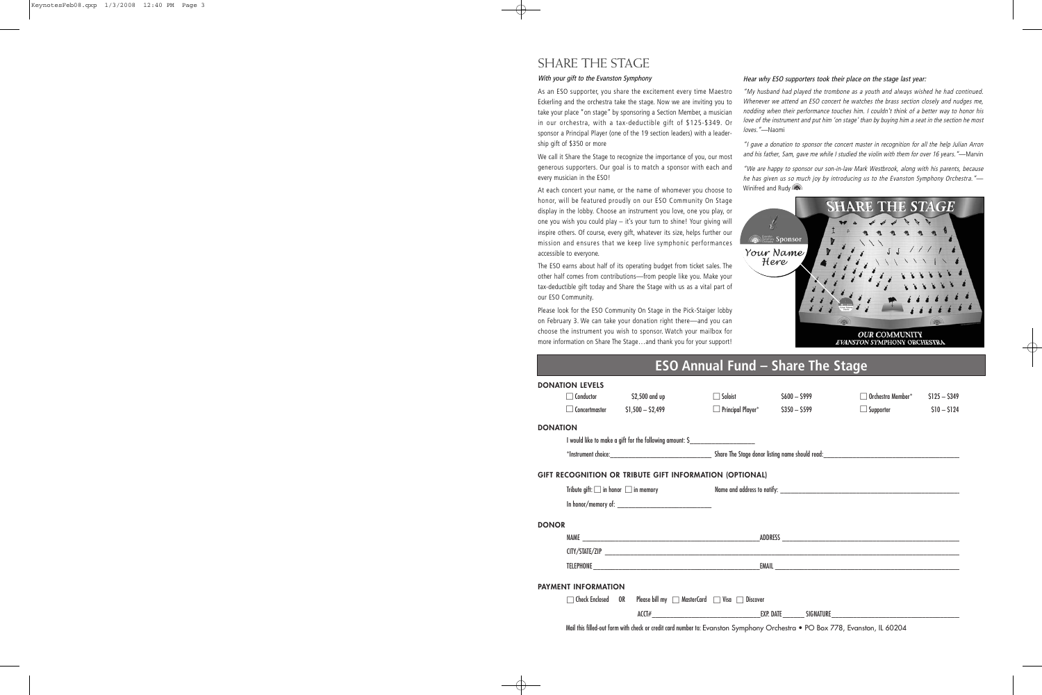# SHARE THE STAGE

*With your gift to the Evanston Symphony*

As an ESO supporter, you share the excitement every time Maestro Eckerling and the orchestra take the stage. Now we are inviting you to take your place "on stage" by sponsoring a Section Member, a musician in our orchestra, with a tax-deductible gift of $125-$349. Or sponsor a Principal Player (one of the 19 section leaders) with a leadership gift of $350 or more

We call it Share the Stage to recognize the importance of you, our most generous supporters. Our goal is to match a sponsor with each and every musician in the ESO!

At each concert your name, or the name of whomever you choose to honor, will be featured proudly on our ESO Community On Stage display in the lobby. Choose an instrument you love, one you play, or one you wish you could play – it's your turn to shine! Your giving will inspire others. Of course, every gift, whatever its size, helps further our mission and ensures that we keep live symphonic performances accessible to everyone.

The ESO earns about half of its operating budget from ticket sales. The other half comes from contributions—from people like you. Make your tax-deductible gift today and Share the Stage with us as a vital part of our ESO Community.

Please look for the ESO Community On Stage in the Pick-Staiger lobby on February 3. We can take your donation right there—and you can choose the instrument you wish to sponsor. Watch your mailbox for more information on Share The Stage…and thank you for your support!

*Hear why ESO supporters took their place on the stage last year:*

*"My husband had played the trombone as a youth and always wished he had continued. Whenever we attend an ESO concert he watches the brass section closely and nudges me, nodding when their performance touches him. I couldn't think of a better way to honor his love of the instrument and put him 'on stage' than by buying him a seat in the section he most loves."*—Naomi

*"I gave a donation to sponsor the concert master in recognition for all the help Julian Arron and his father, Sam, gave me while I studied the violin with them for over 16 years."*—Marvin

*"We are happy to sponsor our son-in-law Mark Westbrook, along with his parents, because he has given us so much joy by introducing us to the Evanston Symphony Orchestra."*—Winifred and Rudy

## ESO Annual Fund – Share The Stage

### DONATION LEVELS

| | | | | | |
|---|---|---|---|---|---|
| ☐ Conductor | $2,500 and up | ☐ Soloist | $600 – $999 | ☐ Orchestra Member* | $125 – $349 |
| ☐ Concertmaster | $1,500 – $2,499 | ☐ Principal Player* | $350 – $599 | ☐ Supporter | $10 – $124 |

### DONATION

I would like to make a gift for the following amount: $____________________

*Instrument choice:______________________________ Share The Stage donor listing name should read:______________________________

### GIFT RECOGNITION OR TRIBUTE GIFT INFORMATION (OPTIONAL)

Tribute gift: ☐ in honor ☐ in memory Name and address to notify: ______________________________

In honor/memory of: ______________________________

### DONOR

NAME ______________________________ ADDRESS ______________________________

CITY/STATE/ZIP ______________________________

TELEPHONE ______________________________ EMAIL ______________________________

### PAYMENT INFORMATION

☐ Check Enclosed OR Please bill my ☐ MasterCard ☐ Visa ☐ Discover

ACCT#______________________________ EXP. DATE ______ SIGNATURE ______________________________

Mail this filled-out form with check or credit card number to: Evanston Symphony Orchestra • PO Box 778, Evanston, IL 60204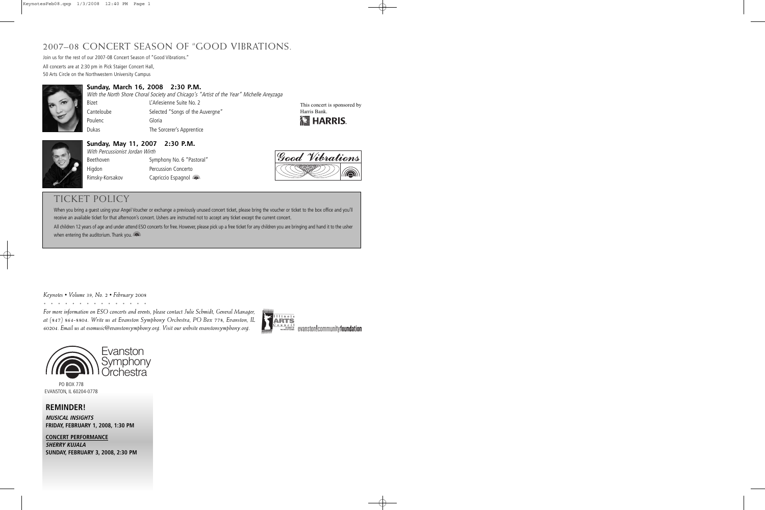# 2007–08 CONCERT SEASON OF "GOOD VIBRATIONS."

Join us for the rest of our 2007-08 Concert Season of "Good Vibrations."

All concerts are at 2:30 pm in Pick Staiger Concert Hall,
50 Arts Circle on the Northwestern University Campus

### Sunday, March 16, 2008 2:30 P.M.

*With the North Shore Choral Society and Chicago's "Artist of the Year" Michelle Areyzaga*

| | |
|---|---|
| Bizet | L'Arlesienne Suite No. 2 |
| Canteloube | Selected "Songs of the Auvergne" |
| Poulenc | Gloria |
| Dukas | The Sorcerer's Apprentice |

This concert is sponsored by Harris Bank.

HARRIS.

### Sunday, May 11, 2007 2:30 P.M.

*With Percussionist Jordan Wirth*

| | |
|---|---|
| Beethoven | Symphony No. 6 "Pastoral" |
| Higdon | Percussion Concerto |
| Rimsky-Korsakov | Capriccio Espagnol |

Good Vibrations

## TICKET POLICY

When you bring a guest using your Angel Voucher or exchange a previously unused concert ticket, please bring the voucher or ticket to the box office and you'll receive an available ticket for that afternoon's concert. Ushers are instructed not to accept any ticket except the current concert.

All children 12 years of age and under attend ESO concerts for free. However, please pick up a free ticket for any children you are bringing and hand it to the usher when entering the auditorium. Thank you.

*Keynotes • Volume 39, No. 2 • February 2008*

*For more information on ESO concerts and events, please contact Julie Schmidt, General Manager, at (847) 864-8804. Write us at Evanston Symphony Orchestra, PO Box 778, Evanston, IL 60204. Email us at esomusic@evanstonsymphony.org. Visit our website evanstonsymphony.org.*

Illinois Arts Council

evanston!communityfoundation

Evanston Symphony Orchestra

PO BOX 778
EVANSTON, IL 60204-0778

## REMINDER!

***MUSICAL INSIGHTS***
**FRIDAY, FEBRUARY 1, 2008, 1:30 PM**

**CONCERT PERFORMANCE**
***SHERRY KUJALA***
**SUNDAY, FEBRUARY 3, 2008, 2:30 PM**